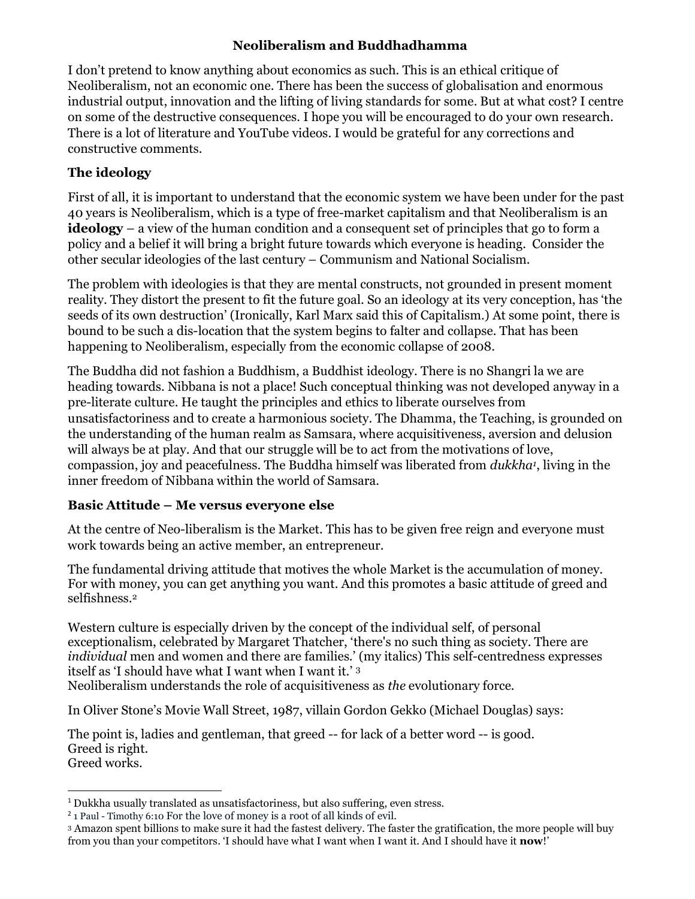# Neoliberalism and Buddhadhamma

I don't pretend to know anything about economics as such. This is an ethical critique of Neoliberalism, not an economic one. There has been the success of globalisation and enormous industrial output, innovation and the lifting of living standards for some. But at what cost? I centre on some of the destructive consequences. I hope you will be encouraged to do your own research. There is a lot of literature and YouTube videos. I would be grateful for any corrections and constructive comments.

## The ideology

First of all, it is important to understand that the economic system we have been under for the past 40 years is Neoliberalism, which is a type of free-market capitalism and that Neoliberalism is an **ideology** – a view of the human condition and a consequent set of principles that go to form a policy and a belief it will bring a bright future towards which everyone is heading. Consider the other secular ideologies of the last century – Communism and National Socialism.

The problem with ideologies is that they are mental constructs, not grounded in present moment reality. They distort the present to fit the future goal. So an ideology at its very conception, has 'the seeds of its own destruction' (Ironically, Karl Marx said this of Capitalism.) At some point, there is bound to be such a dis-location that the system begins to falter and collapse. That has been happening to Neoliberalism, especially from the economic collapse of 2008.

The Buddha did not fashion a Buddhism, a Buddhist ideology. There is no Shangri la we are heading towards. Nibbana is not a place! Such conceptual thinking was not developed anyway in a pre-literate culture. He taught the principles and ethics to liberate ourselves from unsatisfactoriness and to create a harmonious society. The Dhamma, the Teaching, is grounded on the understanding of the human realm as Samsara, where acquisitiveness, aversion and delusion will always be at play. And that our struggle will be to act from the motivations of love, compassion, joy and peacefulness. The Buddha himself was liberated from *dukkha*[1], living in the inner freedom of Nibbana within the world of Samsara.

## Basic Attitude – Me versus everyone else

At the centre of Neo-liberalism is the Market. This has to be given free reign and everyone must work towards being an active member, an entrepreneur.

The fundamental driving attitude that motives the whole Market is the accumulation of money. For with money, you can get anything you want. And this promotes a basic attitude of greed and selfishness.[2]

Western culture is especially driven by the concept of the individual self, of personal exceptionalism, celebrated by Margaret Thatcher, 'there's no such thing as society. There are *individual* men and women and there are families.' (my italics) This self-centredness expresses itself as 'I should have what I want when I want it.' [3]
Neoliberalism understands the role of acquisitiveness as *the* evolutionary force.

In Oliver Stone's Movie Wall Street, 1987, villain Gordon Gekko (Michael Douglas) says:

The point is, ladies and gentleman, that greed -- for lack of a better word -- is good.
Greed is right.
Greed works.

---

[1] Dukkha usually translated as unsatisfactoriness, but also suffering, even stress.

[2] 1 Paul - Timothy 6:10 For the love of money is a root of all kinds of evil.

[3] Amazon spent billions to make sure it had the fastest delivery. The faster the gratification, the more people will buy from you than your competitors. 'I should have what I want when I want it. And I should have it **now**!'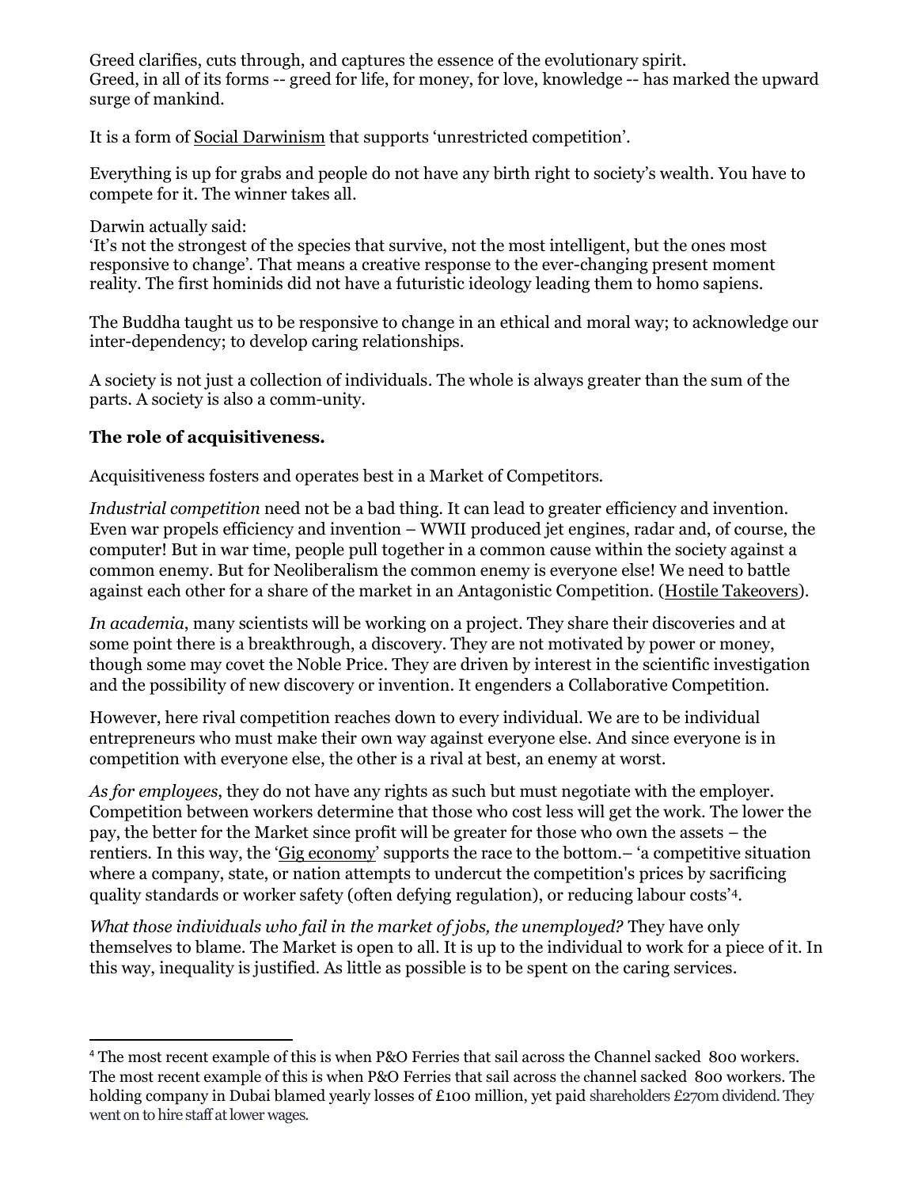Greed clarifies, cuts through, and captures the essence of the evolutionary spirit.
Greed, in all of its forms -- greed for life, for money, for love, knowledge -- has marked the upward surge of mankind.

It is a form of Social Darwinism that supports 'unrestricted competition'.

Everything is up for grabs and people do not have any birth right to society's wealth. You have to compete for it. The winner takes all.

Darwin actually said:
'It's not the strongest of the species that survive, not the most intelligent, but the ones most responsive to change'. That means a creative response to the ever-changing present moment reality. The first hominids did not have a futuristic ideology leading them to homo sapiens.

The Buddha taught us to be responsive to change in an ethical and moral way; to acknowledge our inter-dependency; to develop caring relationships.

A society is not just a collection of individuals. The whole is always greater than the sum of the parts. A society is also a comm-unity.

**The role of acquisitiveness.**

Acquisitiveness fosters and operates best in a Market of Competitors.

*Industrial competition* need not be a bad thing. It can lead to greater efficiency and invention. Even war propels efficiency and invention – WWII produced jet engines, radar and, of course, the computer! But in war time, people pull together in a common cause within the society against a common enemy. But for Neoliberalism the common enemy is everyone else! We need to battle against each other for a share of the market in an Antagonistic Competition. (Hostile Takeovers).

*In academia*, many scientists will be working on a project. They share their discoveries and at some point there is a breakthrough, a discovery. They are not motivated by power or money, though some may covet the Noble Price. They are driven by interest in the scientific investigation and the possibility of new discovery or invention. It engenders a Collaborative Competition.

However, here rival competition reaches down to every individual. We are to be individual entrepreneurs who must make their own way against everyone else. And since everyone is in competition with everyone else, the other is a rival at best, an enemy at worst.

*As for employees*, they do not have any rights as such but must negotiate with the employer. Competition between workers determine that those who cost less will get the work. The lower the pay, the better for the Market since profit will be greater for those who own the assets – the rentiers. In this way, the 'Gig economy' supports the race to the bottom.– 'a competitive situation where a company, state, or nation attempts to undercut the competition's prices by sacrificing quality standards or worker safety (often defying regulation), or reducing labour costs'[4].

*What those individuals who fail in the market of jobs, the unemployed?* They have only themselves to blame. The Market is open to all. It is up to the individual to work for a piece of it. In this way, inequality is justified. As little as possible is to be spent on the caring services.

---

[4] The most recent example of this is when P&O Ferries that sail across the Channel sacked 800 workers. The most recent example of this is when P&O Ferries that sail across the channel sacked 800 workers. The holding company in Dubai blamed yearly losses of £100 million, yet paid shareholders £270m dividend. They went on to hire staff at lower wages.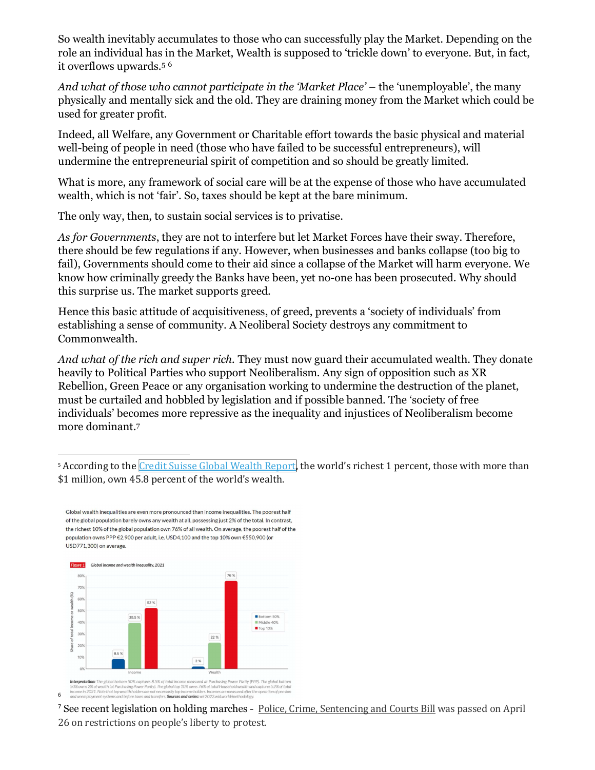So wealth inevitably accumulates to those who can successfully play the Market. Depending on the role an individual has in the Market, Wealth is supposed to 'trickle down' to everyone. But, in fact, it overflows upwards.[5] [6]

*And what of those who cannot participate in the 'Market Place'* – the 'unemployable', the many physically and mentally sick and the old. They are draining money from the Market which could be used for greater profit.

Indeed, all Welfare, any Government or Charitable effort towards the basic physical and material well-being of people in need (those who have failed to be successful entrepreneurs), will undermine the entrepreneurial spirit of competition and so should be greatly limited.

What is more, any framework of social care will be at the expense of those who have accumulated wealth, which is not 'fair'. So, taxes should be kept at the bare minimum.

The only way, then, to sustain social services is to privatise.

*As for Governments*, they are not to interfere but let Market Forces have their sway. Therefore, there should be few regulations if any. However, when businesses and banks collapse (too big to fail), Governments should come to their aid since a collapse of the Market will harm everyone. We know how criminally greedy the Banks have been, yet no-one has been prosecuted. Why should this surprise us. The market supports greed.

Hence this basic attitude of acquisitiveness, of greed, prevents a 'society of individuals' from establishing a sense of community. A Neoliberal Society destroys any commitment to Commonwealth.

*And what of the rich and super rich.* They must now guard their accumulated wealth. They donate heavily to Political Parties who support Neoliberalism. Any sign of opposition such as XR Rebellion, Green Peace or any organisation working to undermine the destruction of the planet, must be curtailed and hobbled by legislation and if possible banned. The 'society of free individuals' becomes more repressive as the inequality and injustices of Neoliberalism become more dominant.[7]

---

[5] According to the [Credit Suisse Global Wealth Report](), the world's richest 1 percent, those with more than $1 million, own 45.8 percent of the world's wealth.

[6] Global wealth inequalities are even more pronounced than income inequalities. The poorest half of the global population barely owns any wealth at all, possessing just 2% of the total. In contrast, the richest 10% of the global population own 76% of all wealth. On average, the poorest half of the population owns PPP €2,900 per adult, i.e. USD4,100 and the top 10% own €550,900 (or USD771,300) on average.

Figure 1 Global income and wealth inequality, 2021

| | Bottom 50% | Middle 40% | Top 10% |
|---|---|---|---|
| Income | 8.5 % | 39.5 % | 52 % |
| Wealth | 2 % | 22 % | 76 % |

*Interpretation:* The global bottom 50% captures 8.5% of total income measured at Purchasing Power Parity (PPP). The global bottom 50% owns 2% of wealth (at Purchasing Power Parity). The global top 10% owns 76% of total Household wealth and captures 52% of total income in 2021. Note that top wealth holders are not necessarily top income holders. Incomes are measured after the operation of pension and unemployment systems and before taxes and transfers. **Sources and series:** wir2022.wid.world/methodology.

[7] See recent legislation on holding marches - [Police, Crime, Sentencing and Courts Bill]() was passed on April 26 on restrictions on people's liberty to protest.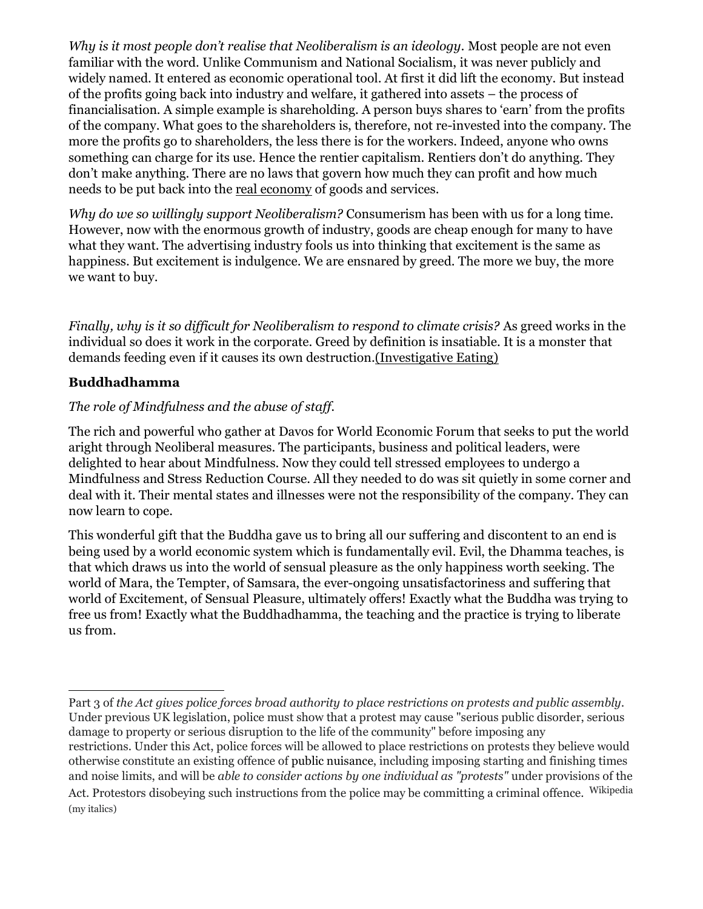*Why is it most people don't realise that Neoliberalism is an ideology.* Most people are not even familiar with the word. Unlike Communism and National Socialism, it was never publicly and widely named. It entered as economic operational tool. At first it did lift the economy. But instead of the profits going back into industry and welfare, it gathered into assets – the process of financialisation. A simple example is shareholding. A person buys shares to 'earn' from the profits of the company. What goes to the shareholders is, therefore, not re-invested into the company. The more the profits go to shareholders, the less there is for the workers. Indeed, anyone who owns something can charge for its use. Hence the rentier capitalism. Rentiers don't do anything. They don't make anything. There are no laws that govern how much they can profit and how much needs to be put back into the real economy of goods and services.

*Why do we so willingly support Neoliberalism?* Consumerism has been with us for a long time. However, now with the enormous growth of industry, goods are cheap enough for many to have what they want. The advertising industry fools us into thinking that excitement is the same as happiness. But excitement is indulgence. We are ensnared by greed. The more we buy, the more we want to buy.

*Finally, why is it so difficult for Neoliberalism to respond to climate crisis?* As greed works in the individual so does it work in the corporate. Greed by definition is insatiable. It is a monster that demands feeding even if it causes its own destruction.(Investigative Eating)

### Buddhadhamma

*The role of Mindfulness and the abuse of staff.*

The rich and powerful who gather at Davos for World Economic Forum that seeks to put the world aright through Neoliberal measures. The participants, business and political leaders, were delighted to hear about Mindfulness. Now they could tell stressed employees to undergo a Mindfulness and Stress Reduction Course. All they needed to do was sit quietly in some corner and deal with it. Their mental states and illnesses were not the responsibility of the company. They can now learn to cope.

This wonderful gift that the Buddha gave us to bring all our suffering and discontent to an end is being used by a world economic system which is fundamentally evil. Evil, the Dhamma teaches, is that which draws us into the world of sensual pleasure as the only happiness worth seeking. The world of Mara, the Tempter, of Samsara, the ever-ongoing unsatisfactoriness and suffering that world of Excitement, of Sensual Pleasure, ultimately offers! Exactly what the Buddha was trying to free us from! Exactly what the Buddhadhamma, the teaching and the practice is trying to liberate us from.

---

Part 3 of *the Act gives police forces broad authority to place restrictions on protests and public assembly*. Under previous UK legislation, police must show that a protest may cause "serious public disorder, serious damage to property or serious disruption to the life of the community" before imposing any restrictions. Under this Act, police forces will be allowed to place restrictions on protests they believe would otherwise constitute an existing offence of public nuisance, including imposing starting and finishing times and noise limits, and will be *able to consider actions by one individual as "protests"* under provisions of the Act. Protestors disobeying such instructions from the police may be committing a criminal offence. Wikipedia (my italics)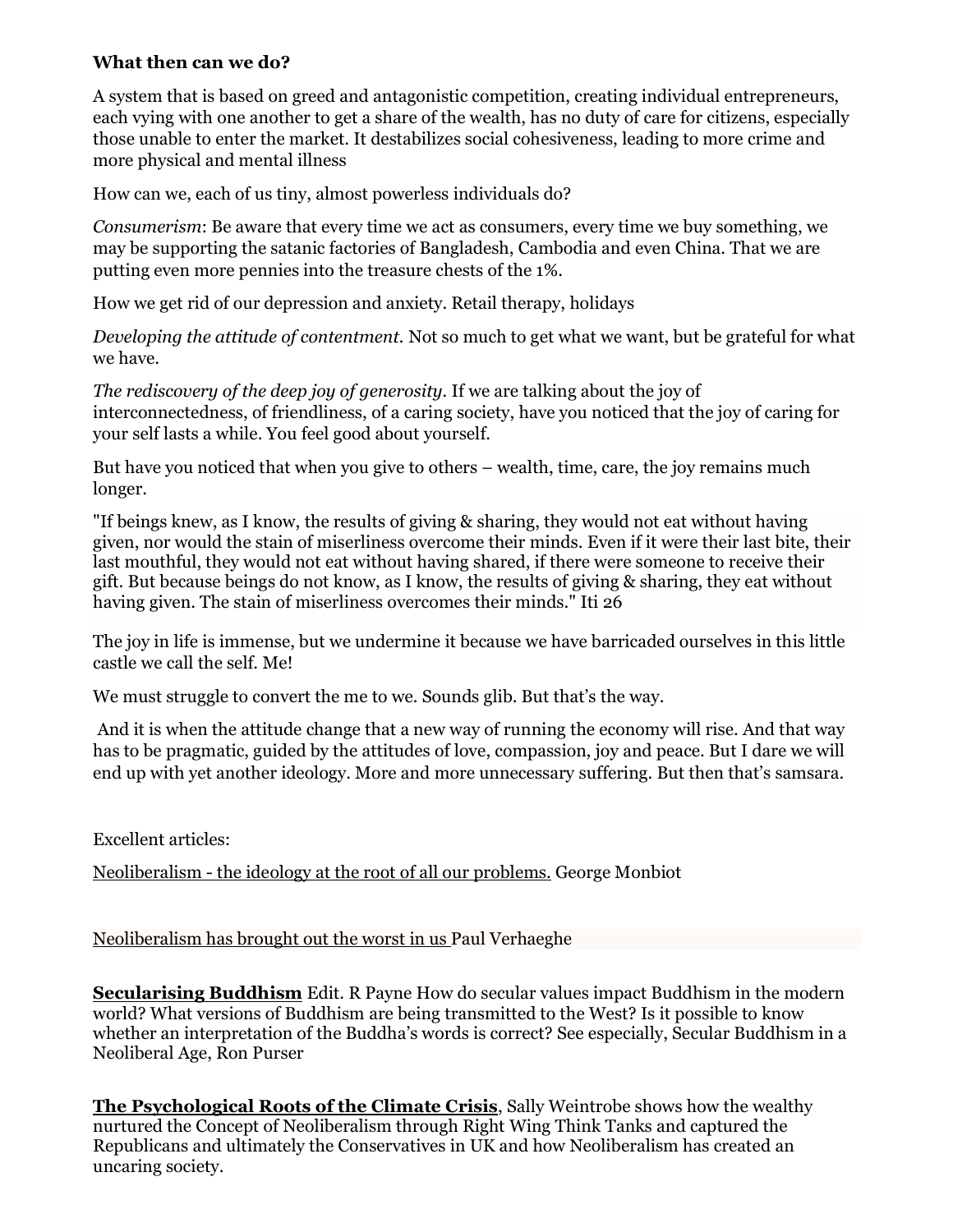**What then can we do?**

A system that is based on greed and antagonistic competition, creating individual entrepreneurs, each vying with one another to get a share of the wealth, has no duty of care for citizens, especially those unable to enter the market. It destabilizes social cohesiveness, leading to more crime and more physical and mental illness

How can we, each of us tiny, almost powerless individuals do?

*Consumerism*: Be aware that every time we act as consumers, every time we buy something, we may be supporting the satanic factories of Bangladesh, Cambodia and even China. That we are putting even more pennies into the treasure chests of the 1%.

How we get rid of our depression and anxiety. Retail therapy, holidays

*Developing the attitude of contentment.* Not so much to get what we want, but be grateful for what we have.

*The rediscovery of the deep joy of generosity*. If we are talking about the joy of interconnectedness, of friendliness, of a caring society, have you noticed that the joy of caring for your self lasts a while. You feel good about yourself.

But have you noticed that when you give to others – wealth, time, care, the joy remains much longer.

"If beings knew, as I know, the results of giving & sharing, they would not eat without having given, nor would the stain of miserliness overcome their minds. Even if it were their last bite, their last mouthful, they would not eat without having shared, if there were someone to receive their gift. But because beings do not know, as I know, the results of giving & sharing, they eat without having given. The stain of miserliness overcomes their minds." Iti 26

The joy in life is immense, but we undermine it because we have barricaded ourselves in this little castle we call the self. Me!

We must struggle to convert the me to we. Sounds glib. But that's the way.

And it is when the attitude change that a new way of running the economy will rise. And that way has to be pragmatic, guided by the attitudes of love, compassion, joy and peace. But I dare we will end up with yet another ideology. More and more unnecessary suffering. But then that's samsara.

Excellent articles:

Neoliberalism - the ideology at the root of all our problems. George Monbiot

Neoliberalism has brought out the worst in us Paul Verhaeghe

**Secularising Buddhism** Edit. R Payne How do secular values impact Buddhism in the modern world? What versions of Buddhism are being transmitted to the West? Is it possible to know whether an interpretation of the Buddha's words is correct? See especially, Secular Buddhism in a Neoliberal Age, Ron Purser

**The Psychological Roots of the Climate Crisis**, Sally Weintrobe shows how the wealthy nurtured the Concept of Neoliberalism through Right Wing Think Tanks and captured the Republicans and ultimately the Conservatives in UK and how Neoliberalism has created an uncaring society.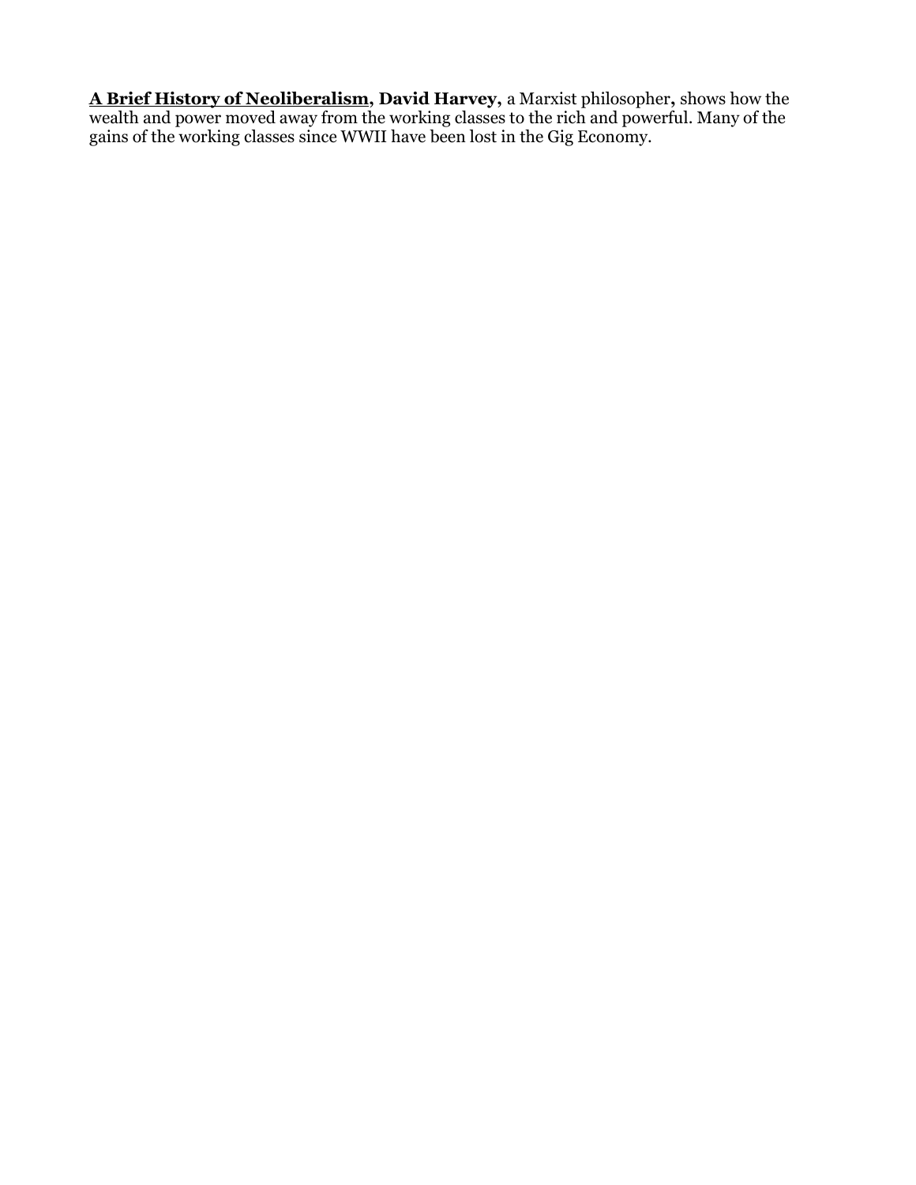**<u>A Brief History of Neoliberalism</u>, David Harvey,** a Marxist philosopher**,** shows how the wealth and power moved away from the working classes to the rich and powerful. Many of the gains of the working classes since WWII have been lost in the Gig Economy.